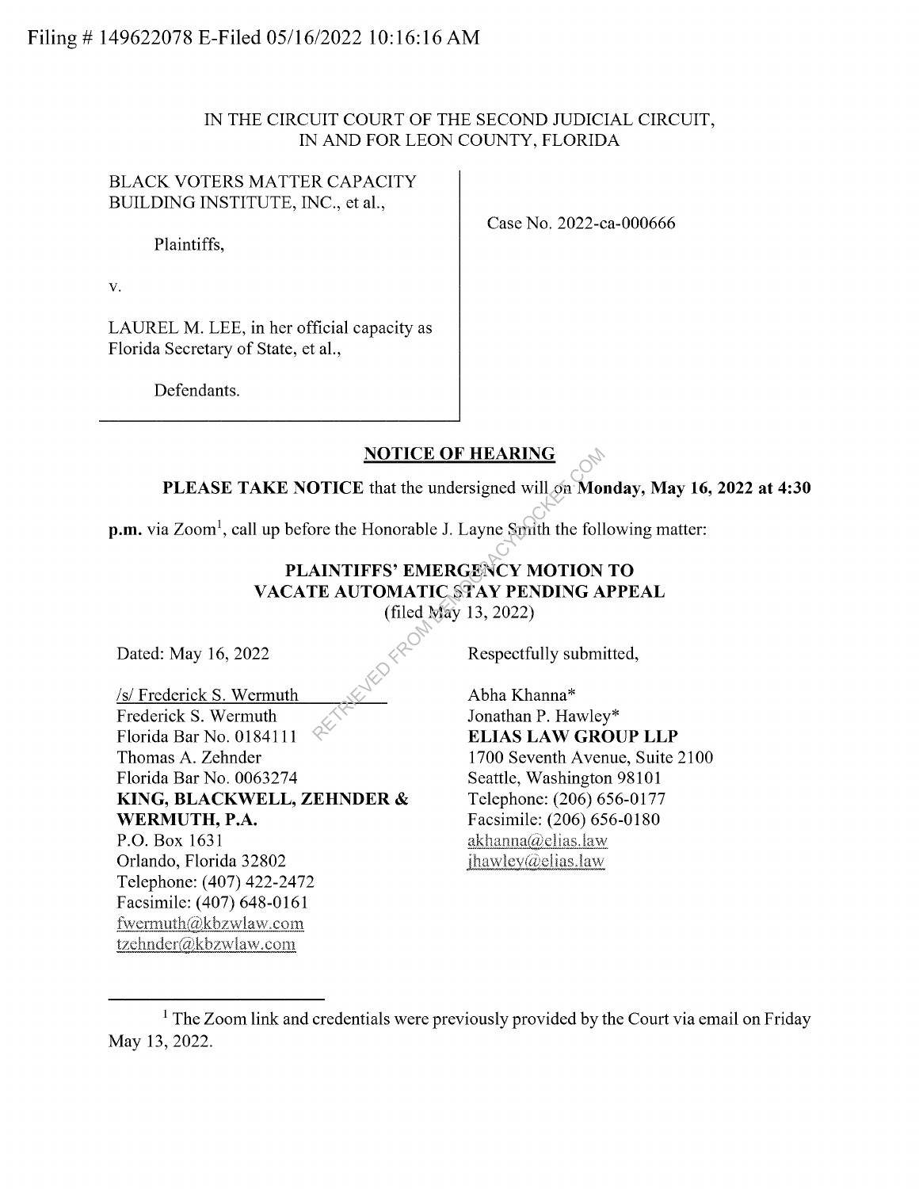Filing # 149622078 E-Filed 05/16/2022 10:16:16 AM

IN THE CIRCUIT COURT OF THE SECOND JUDICIAL CIRCUIT,
IN AND FOR LEON COUNTY, FLORIDA

BLACK VOTERS MATTER CAPACITY BUILDING INSTITUTE, INC., et al.,

Plaintiffs,

v.

LAUREL M. LEE, in her official capacity as Florida Secretary of State, et al.,

Defendants.

Case No. 2022-ca-000666

## NOTICE OF HEARING

**PLEASE TAKE NOTICE** that the undersigned will on **Monday, May 16, 2022 at 4:30 p.m.** via Zoom[1], call up before the Honorable J. Layne Smith the following matter:

**PLAINTIFFS' EMERGENCY MOTION TO VACATE AUTOMATIC STAY PENDING APPEAL**
(filed May 13, 2022)

Dated: May 16, 2022

Respectfully submitted,

/s/ Frederick S. Wermuth
Frederick S. Wermuth
Florida Bar No. 0184111
Thomas A. Zehnder
Florida Bar No. 0063274
**KING, BLACKWELL, ZEHNDER & WERMUTH, P.A.**
P.O. Box 1631
Orlando, Florida 32802
Telephone: (407) 422-2472
Facsimile: (407) 648-0161
fwermuth@kbzwlaw.com
tzehnder@kbzwlaw.com

Abha Khanna*
Jonathan P. Hawley*
**ELIAS LAW GROUP LLP**
1700 Seventh Avenue, Suite 2100
Seattle, Washington 98101
Telephone: (206) 656-0177
Facsimile: (206) 656-0180
akhanna@elias.law
jhawley@elias.law

---

[1] The Zoom link and credentials were previously provided by the Court via email on Friday May 13, 2022.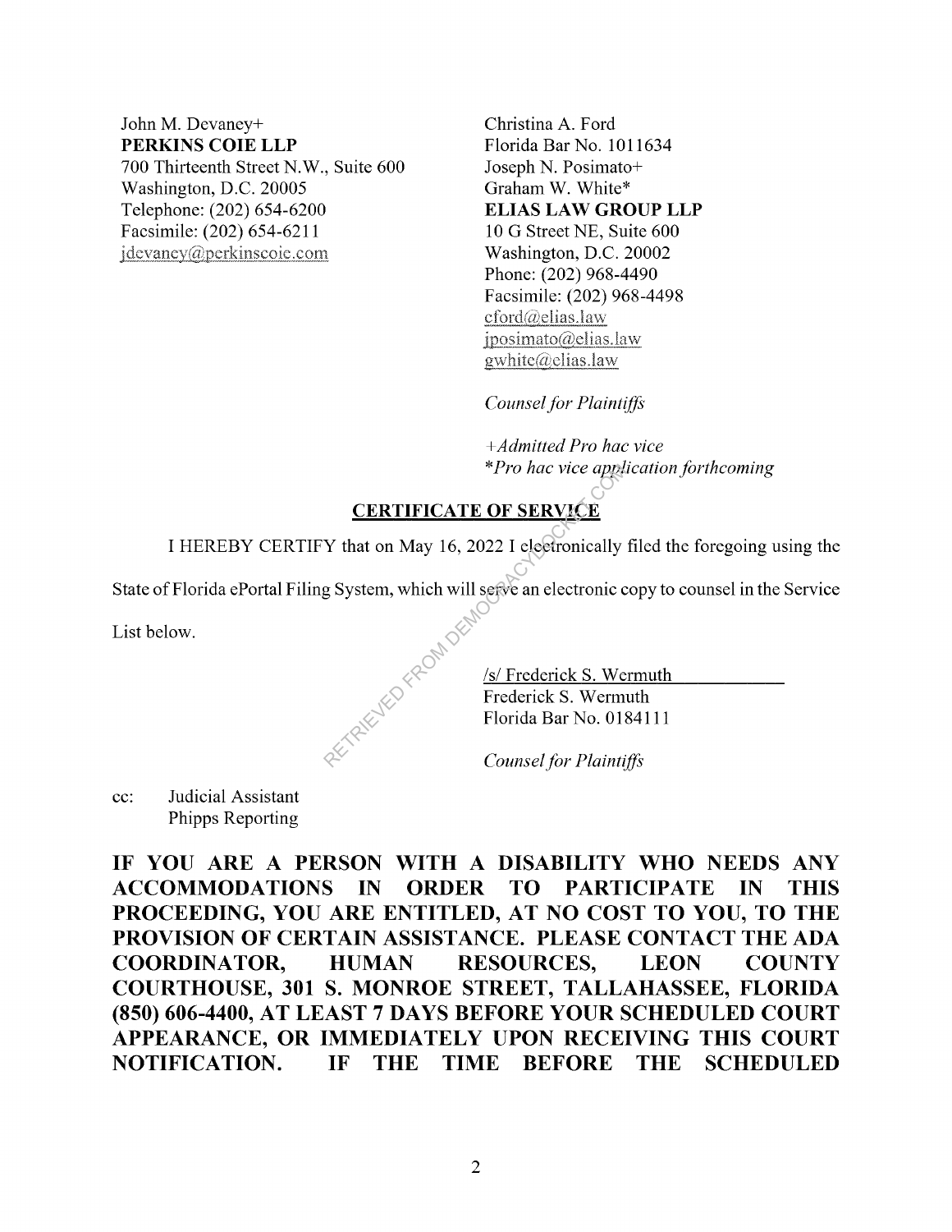John M. Devaney+
**PERKINS COIE LLP**
700 Thirteenth Street N.W., Suite 600
Washington, D.C. 20005
Telephone: (202) 654-6200
Facsimile: (202) 654-6211
jdevaney@perkinscoie.com

Christina A. Ford
Florida Bar No. 1011634
Joseph N. Posimato+
Graham W. White*
**ELIAS LAW GROUP LLP**
10 G Street NE, Suite 600
Washington, D.C. 20002
Phone: (202) 968-4490
Facsimile: (202) 968-4498
cford@elias.law
jposimato@elias.law
gwhite@elias.law

*Counsel for Plaintiffs*

*+Admitted Pro hac vice*
*\*Pro hac vice application forthcoming*

**CERTIFICATE OF SERVICE**

I HEREBY CERTIFY that on May 16, 2022 I electronically filed the foregoing using the State of Florida ePortal Filing System, which will serve an electronic copy to counsel in the Service List below.

/s/ Frederick S. Wermuth
Frederick S. Wermuth
Florida Bar No. 0184111

*Counsel for Plaintiffs*

cc: Judicial Assistant
Phipps Reporting

**IF YOU ARE A PERSON WITH A DISABILITY WHO NEEDS ANY ACCOMMODATIONS IN ORDER TO PARTICIPATE IN THIS PROCEEDING, YOU ARE ENTITLED, AT NO COST TO YOU, TO THE PROVISION OF CERTAIN ASSISTANCE. PLEASE CONTACT THE ADA COORDINATOR, HUMAN RESOURCES, LEON COUNTY COURTHOUSE, 301 S. MONROE STREET, TALLAHASSEE, FLORIDA (850) 606-4400, AT LEAST 7 DAYS BEFORE YOUR SCHEDULED COURT APPEARANCE, OR IMMEDIATELY UPON RECEIVING THIS COURT NOTIFICATION. IF THE TIME BEFORE THE SCHEDULED**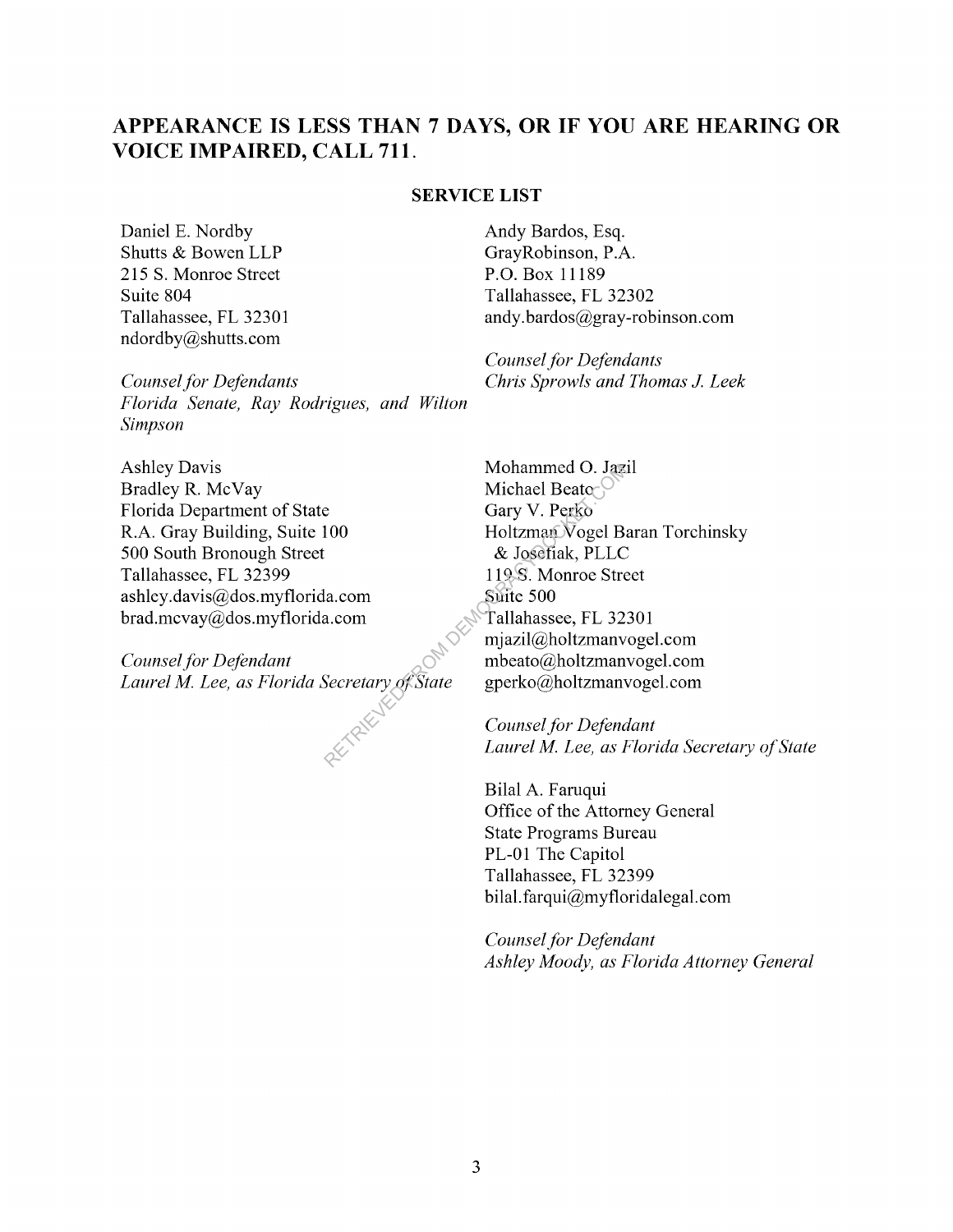**APPEARANCE IS LESS THAN 7 DAYS, OR IF YOU ARE HEARING OR VOICE IMPAIRED, CALL 711.**

**SERVICE LIST**

Daniel E. Nordby
Shutts & Bowen LLP
215 S. Monroe Street
Suite 804
Tallahassee, FL 32301
ndordby@shutts.com

*Counsel for Defendants*
*Florida Senate, Ray Rodrigues, and Wilton Simpson*

Ashley Davis
Bradley R. McVay
Florida Department of State
R.A. Gray Building, Suite 100
500 South Bronough Street
Tallahassee, FL 32399
ashley.davis@dos.myflorida.com
brad.mcvay@dos.myflorida.com

*Counsel for Defendant*
*Laurel M. Lee, as Florida Secretary of State*

Andy Bardos, Esq.
GrayRobinson, P.A.
P.O. Box 11189
Tallahassee, FL 32302
andy.bardos@gray-robinson.com

*Counsel for Defendants*
*Chris Sprowls and Thomas J. Leek*

Mohammed O. Jazil
Michael Beato
Gary V. Perko
Holtzman Vogel Baran Torchinsky & Josefiak, PLLC
119 S. Monroe Street
Suite 500
Tallahassee, FL 32301
mjazil@holtzmanvogel.com
mbeato@holtzmanvogel.com
gperko@holtzmanvogel.com

*Counsel for Defendant*
*Laurel M. Lee, as Florida Secretary of State*

Bilal A. Faruqui
Office of the Attorney General
State Programs Bureau
PL-01 The Capitol
Tallahassee, FL 32399
bilal.farqui@myfloridalegal.com

*Counsel for Defendant*
*Ashley Moody, as Florida Attorney General*